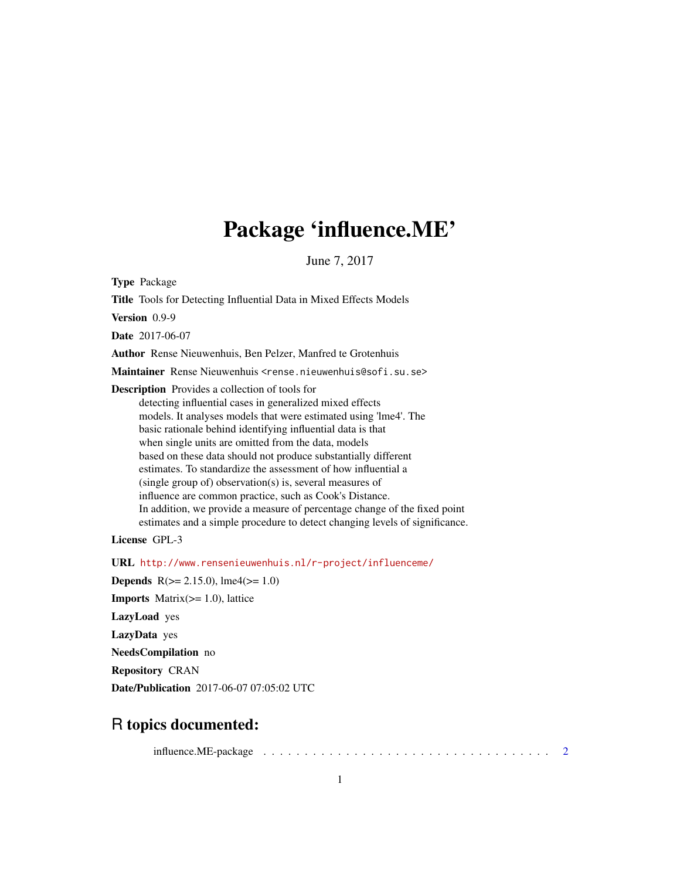# Package 'influence.ME'

June 7, 2017

**Type** Package

**Title** Tools for Detecting Influential Data in Mixed Effects Models

**Version** 0.9-9

**Date** 2017-06-07

**Author** Rense Nieuwenhuis, Ben Pelzer, Manfred te Grotenhuis

**Maintainer** Rense Nieuwenhuis <rense.nieuwenhuis@sofi.su.se>

**Description** Provides a collection of tools for detecting influential cases in generalized mixed effects models. It analyses models that were estimated using 'lme4'. The basic rationale behind identifying influential data is that when single units are omitted from the data, models based on these data should not produce substantially different estimates. To standardize the assessment of how influential a (single group of) observation(s) is, several measures of influence are common practice, such as Cook's Distance. In addition, we provide a measure of percentage change of the fixed point estimates and a simple procedure to detect changing levels of significance.

**License** GPL-3

**URL** http://www.rensenieuwenhuis.nl/r-project/influenceme/

**Depends** R(>= 2.15.0), lme4(>= 1.0)

**Imports** Matrix(>= 1.0), lattice

**LazyLoad** yes

**LazyData** yes

**NeedsCompilation** no

**Repository** CRAN

**Date/Publication** 2017-06-07 07:05:02 UTC

## R topics documented:

influence.ME-package . . . . . . . . . . . . . . . . . . . . . . . . . . . . . . . . . . . 2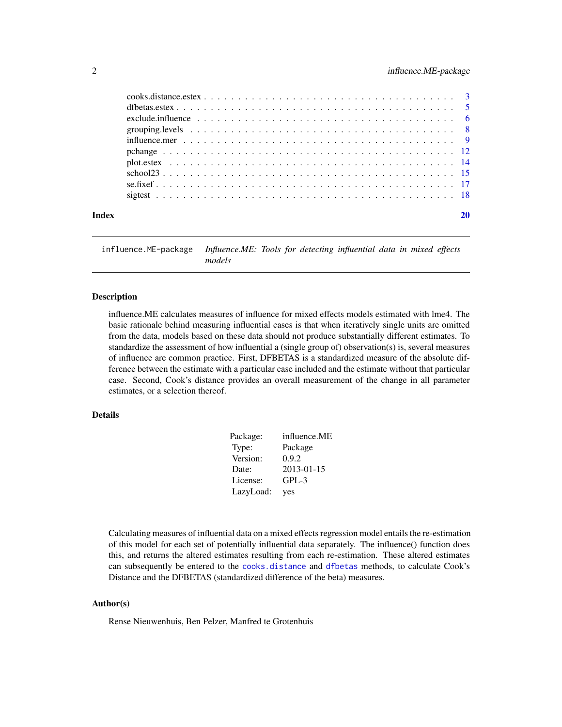| | |
|---|---|
| cooks.distance.estex | 3 |
| dfbetas.estex | 5 |
| exclude.influence | 6 |
| grouping.levels | 8 |
| influence.mer | 9 |
| pchange | 12 |
| plot.estex | 14 |
| school23 | 15 |
| se.fixef | 17 |
| sigtest | 18 |

**Index** **20**

---

`influence.ME-package` *Influence.ME: Tools for detecting influential data in mixed effects models*

---

### Description

influence.ME calculates measures of influence for mixed effects models estimated with lme4. The basic rationale behind measuring influential cases is that when iteratively single units are omitted from the data, models based on these data should not produce substantially different estimates. To standardize the assessment of how influential a (single group of) observation(s) is, several measures of influence are common practice. First, DFBETAS is a standardized measure of the absolute difference between the estimate with a particular case included and the estimate without that particular case. Second, Cook's distance provides an overall measurement of the change in all parameter estimates, or a selection thereof.

### Details

| | |
|---|---|
| Package: | influence.ME |
| Type: | Package |
| Version: | 0.9.2 |
| Date: | 2013-01-15 |
| License: | GPL-3 |
| LazyLoad: | yes |

Calculating measures of influential data on a mixed effects regression model entails the re-estimation of this model for each set of potentially influential data separately. The influence() function does this, and returns the altered estimates resulting from each re-estimation. These altered estimates can subsequently be entered to the `cooks.distance` and `dfbetas` methods, to calculate Cook's Distance and the DFBETAS (standardized difference of the beta) measures.

### Author(s)

Rense Nieuwenhuis, Ben Pelzer, Manfred te Grotenhuis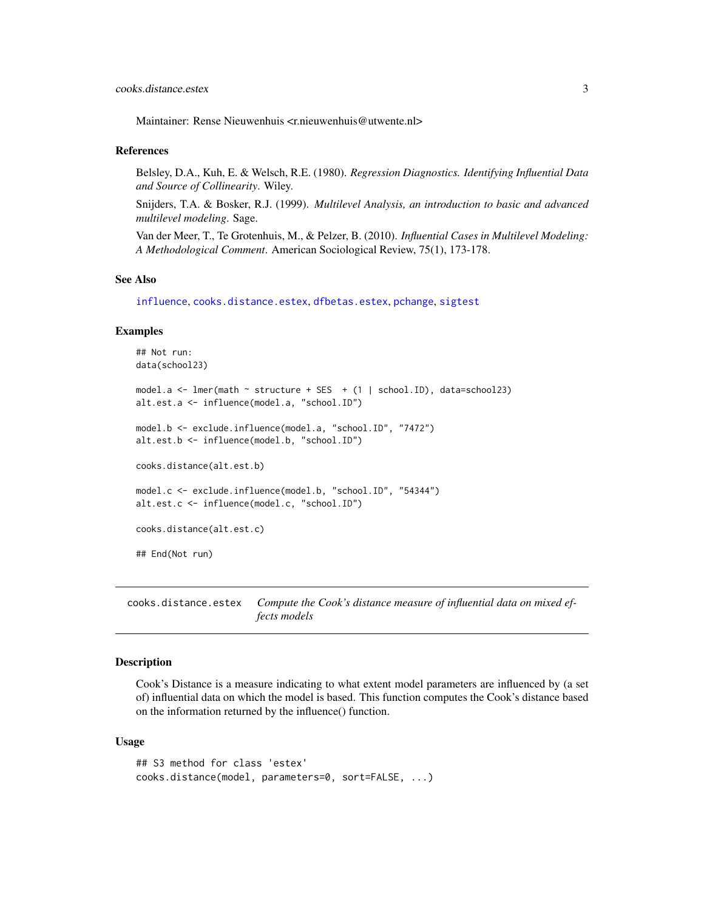Maintainer: Rense Nieuwenhuis <r.nieuwenhuis@utwente.nl>

### References

Belsley, D.A., Kuh, E. & Welsch, R.E. (1980). *Regression Diagnostics. Identifying Influential Data and Source of Collinearity*. Wiley.

Snijders, T.A. & Bosker, R.J. (1999). *Multilevel Analysis, an introduction to basic and advanced multilevel modeling*. Sage.

Van der Meer, T., Te Grotenhuis, M., & Pelzer, B. (2010). *Influential Cases in Multilevel Modeling: A Methodological Comment*. American Sociological Review, 75(1), 173-178.

### See Also

influence, cooks.distance.estex, dfbetas.estex, pchange, sigtest

### Examples

```
## Not run:
data(school23)

model.a <- lmer(math ~ structure + SES  + (1 | school.ID), data=school23)
alt.est.a <- influence(model.a, "school.ID")

model.b <- exclude.influence(model.a, "school.ID", "7472")
alt.est.b <- influence(model.b, "school.ID")

cooks.distance(alt.est.b)

model.c <- exclude.influence(model.b, "school.ID", "54344")
alt.est.c <- influence(model.c, "school.ID")

cooks.distance(alt.est.c)

## End(Not run)
```

---

## cooks.distance.estex *Compute the Cook's distance measure of influential data on mixed effects models*

### Description

Cook's Distance is a measure indicating to what extent model parameters are influenced by (a set of) influential data on which the model is based. This function computes the Cook's distance based on the information returned by the influence() function.

### Usage

```
## S3 method for class 'estex'
cooks.distance(model, parameters=0, sort=FALSE, ...)
```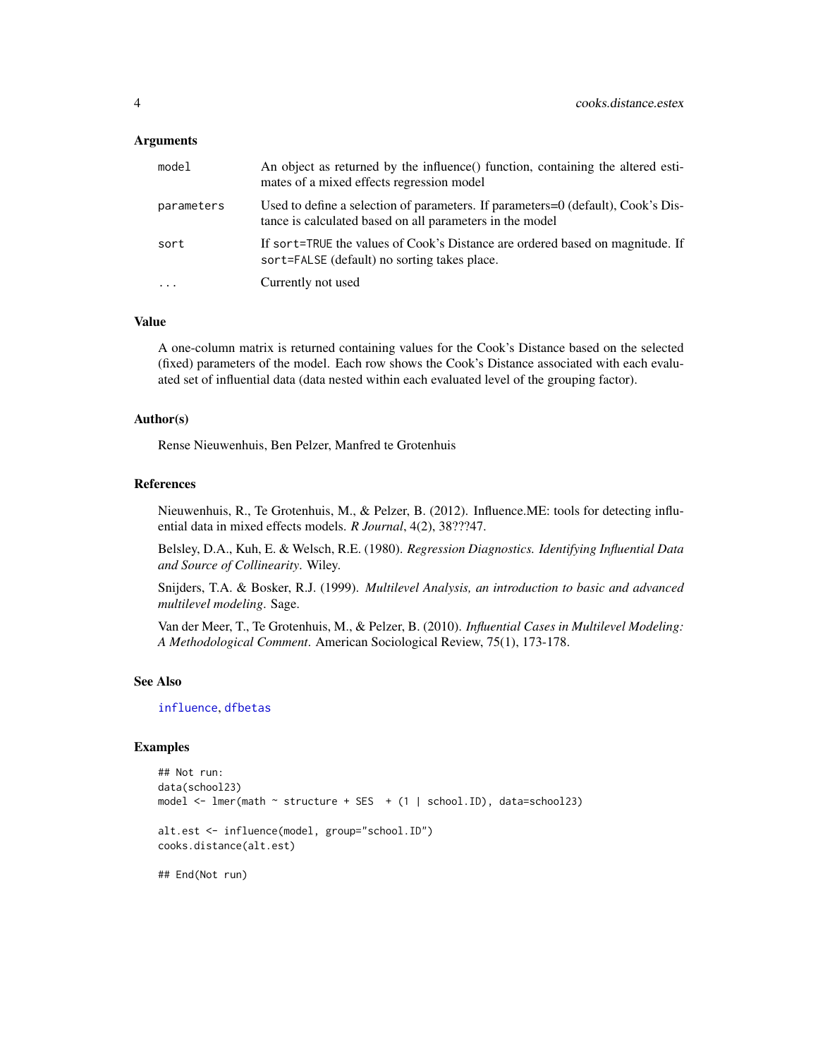### Arguments

| | |
|---|---|
| `model` | An object as returned by the influence() function, containing the altered estimates of a mixed effects regression model |
| `parameters` | Used to define a selection of parameters. If parameters=0 (default), Cook's Distance is calculated based on all parameters in the model |
| `sort` | If `sort=TRUE` the values of Cook's Distance are ordered based on magnitude. If `sort=FALSE` (default) no sorting takes place. |
| `...` | Currently not used |

### Value

A one-column matrix is returned containing values for the Cook's Distance based on the selected (fixed) parameters of the model. Each row shows the Cook's Distance associated with each evaluated set of influential data (data nested within each evaluated level of the grouping factor).

### Author(s)

Rense Nieuwenhuis, Ben Pelzer, Manfred te Grotenhuis

### References

Nieuwenhuis, R., Te Grotenhuis, M., & Pelzer, B. (2012). Influence.ME: tools for detecting influential data in mixed effects models. *R Journal*, 4(2), 38???47.

Belsley, D.A., Kuh, E. & Welsch, R.E. (1980). *Regression Diagnostics. Identifying Influential Data and Source of Collinearity*. Wiley.

Snijders, T.A. & Bosker, R.J. (1999). *Multilevel Analysis, an introduction to basic and advanced multilevel modeling*. Sage.

Van der Meer, T., Te Grotenhuis, M., & Pelzer, B. (2010). *Influential Cases in Multilevel Modeling: A Methodological Comment*. American Sociological Review, 75(1), 173-178.

### See Also

influence, dfbetas

### Examples

```
## Not run:
data(school23)
model <- lmer(math ~ structure + SES  + (1 | school.ID), data=school23)

alt.est <- influence(model, group="school.ID")
cooks.distance(alt.est)

## End(Not run)
```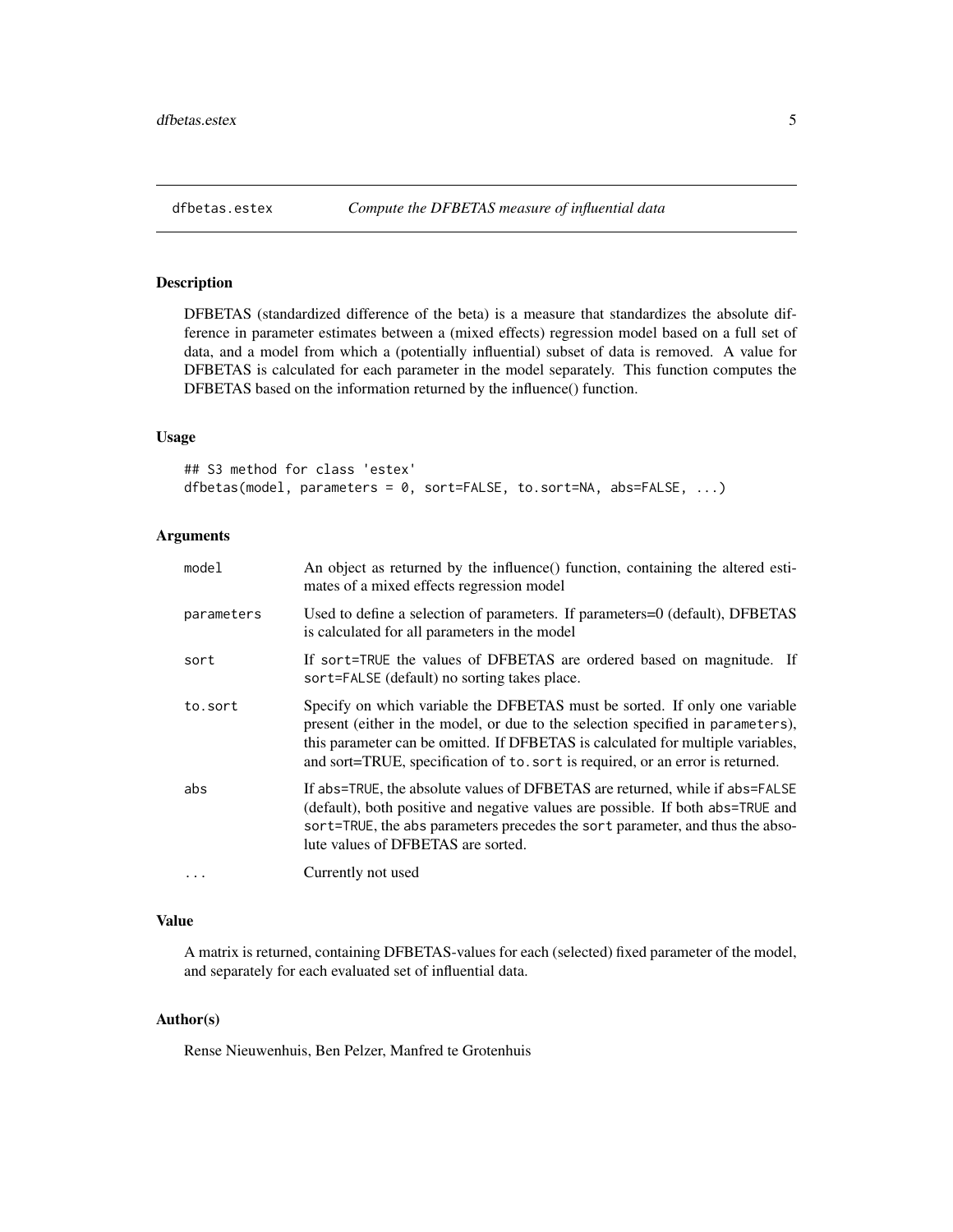# dfbetas.estex — *Compute the DFBETAS measure of influential data*

## Description

DFBETAS (standardized difference of the beta) is a measure that standardizes the absolute difference in parameter estimates between a (mixed effects) regression model based on a full set of data, and a model from which a (potentially influential) subset of data is removed. A value for DFBETAS is calculated for each parameter in the model separately. This function computes the DFBETAS based on the information returned by the influence() function.

## Usage

```
## S3 method for class 'estex'
dfbetas(model, parameters = 0, sort=FALSE, to.sort=NA, abs=FALSE, ...)
```

## Arguments

| | |
|---|---|
| `model` | An object as returned by the influence() function, containing the altered estimates of a mixed effects regression model |
| `parameters` | Used to define a selection of parameters. If parameters=0 (default), DFBETAS is calculated for all parameters in the model |
| `sort` | If `sort=TRUE` the values of DFBETAS are ordered based on magnitude. If `sort=FALSE` (default) no sorting takes place. |
| `to.sort` | Specify on which variable the DFBETAS must be sorted. If only one variable present (either in the model, or due to the selection specified in `parameters`), this parameter can be omitted. If DFBETAS is calculated for multiple variables, and sort=TRUE, specification of `to.sort` is required, or an error is returned. |
| `abs` | If `abs=TRUE`, the absolute values of DFBETAS are returned, while if `abs=FALSE` (default), both positive and negative values are possible. If both `abs=TRUE` and `sort=TRUE`, the `abs` parameters precedes the `sort` parameter, and thus the absolute values of DFBETAS are sorted. |
| `...` | Currently not used |

## Value

A matrix is returned, containing DFBETAS-values for each (selected) fixed parameter of the model, and separately for each evaluated set of influential data.

## Author(s)

Rense Nieuwenhuis, Ben Pelzer, Manfred te Grotenhuis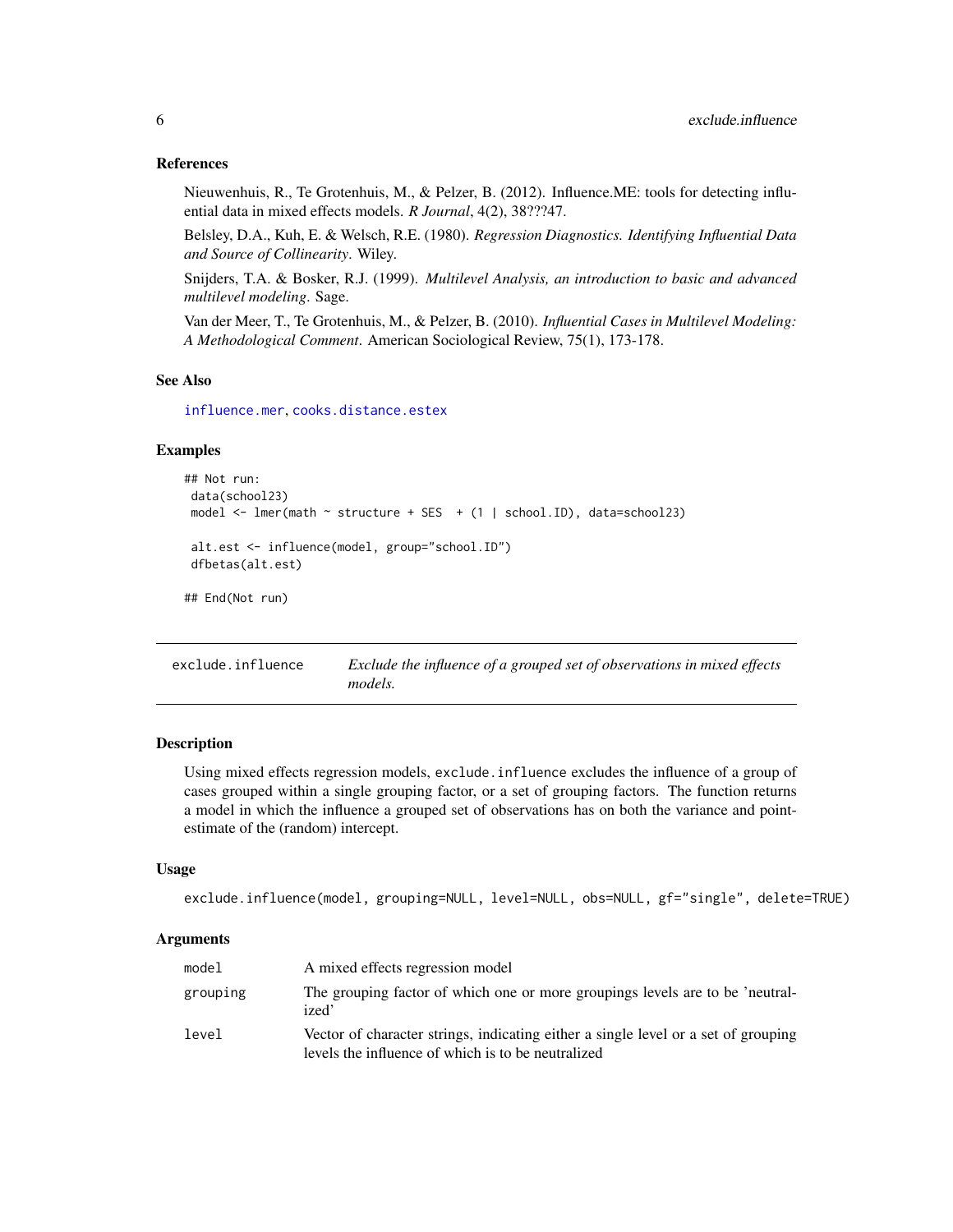### References

Nieuwenhuis, R., Te Grotenhuis, M., & Pelzer, B. (2012). Influence.ME: tools for detecting influential data in mixed effects models. *R Journal*, 4(2), 38???47.

Belsley, D.A., Kuh, E. & Welsch, R.E. (1980). *Regression Diagnostics. Identifying Influential Data and Source of Collinearity*. Wiley.

Snijders, T.A. & Bosker, R.J. (1999). *Multilevel Analysis, an introduction to basic and advanced multilevel modeling*. Sage.

Van der Meer, T., Te Grotenhuis, M., & Pelzer, B. (2010). *Influential Cases in Multilevel Modeling: A Methodological Comment*. American Sociological Review, 75(1), 173-178.

### See Also

influence.mer, cooks.distance.estex

### Examples

```
## Not run:
 data(school23)
 model <- lmer(math ~ structure + SES  + (1 | school.ID), data=school23)

 alt.est <- influence(model, group="school.ID")
 dfbetas(alt.est)

## End(Not run)
```

---

## exclude.influence — *Exclude the influence of a grouped set of observations in mixed effects models.*

### Description

Using mixed effects regression models, exclude.influence excludes the influence of a group of cases grouped within a single grouping factor, or a set of grouping factors. The function returns a model in which the influence a grouped set of observations has on both the variance and point-estimate of the (random) intercept.

### Usage

```
exclude.influence(model, grouping=NULL, level=NULL, obs=NULL, gf="single", delete=TRUE)
```

### Arguments

| | |
|---|---|
| model | A mixed effects regression model |
| grouping | The grouping factor of which one or more groupings levels are to be 'neutralized' |
| level | Vector of character strings, indicating either a single level or a set of grouping levels the influence of which is to be neutralized |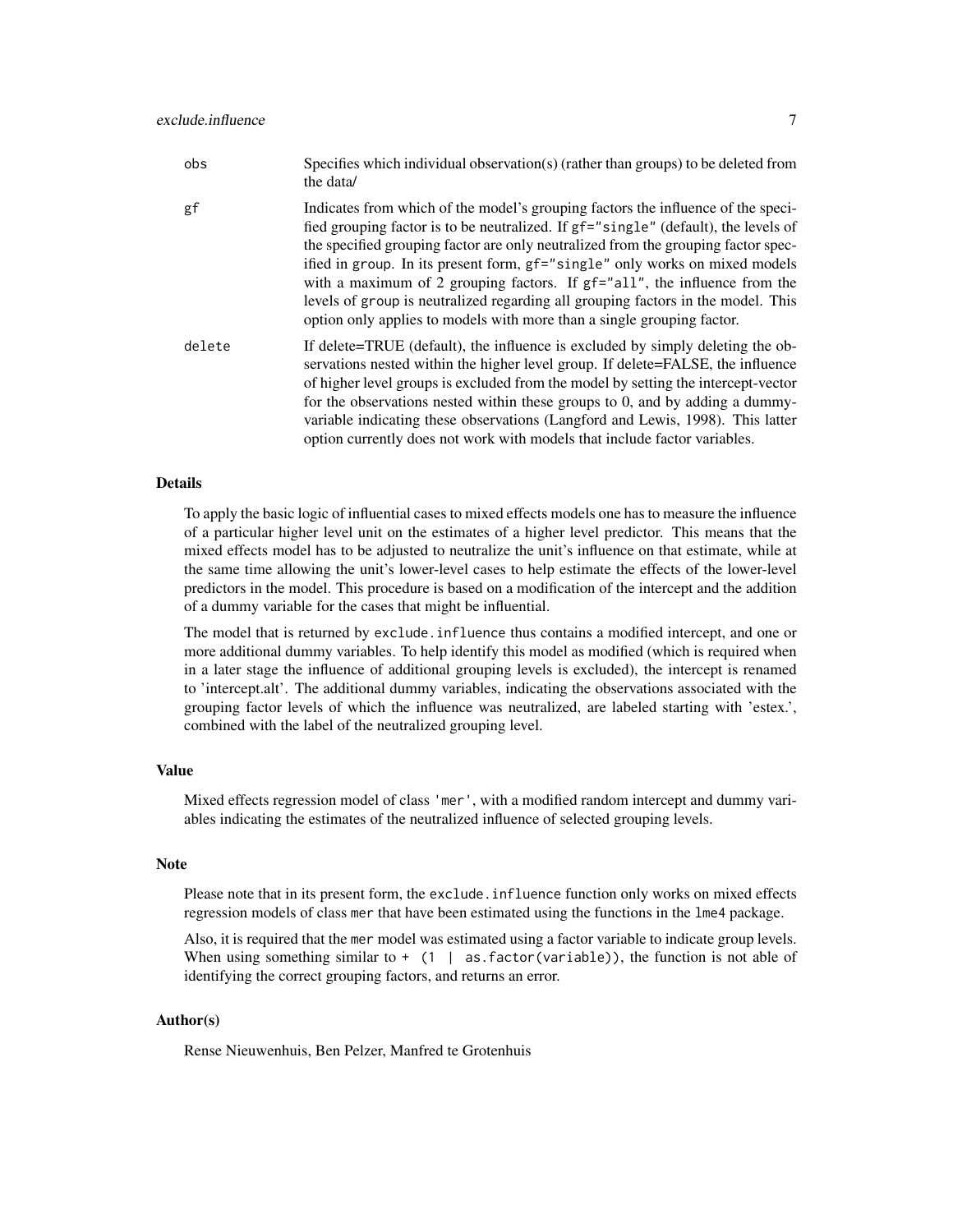| | |
|---|---|
| obs | Specifies which individual observation(s) (rather than groups) to be deleted from the data/ |
| gf | Indicates from which of the model's grouping factors the influence of the specified grouping factor is to be neutralized. If gf="single" (default), the levels of the specified grouping factor are only neutralized from the grouping factor specified in group. In its present form, gf="single" only works on mixed models with a maximum of 2 grouping factors. If gf="all", the influence from the levels of group is neutralized regarding all grouping factors in the model. This option only applies to models with more than a single grouping factor. |
| delete | If delete=TRUE (default), the influence is excluded by simply deleting the observations nested within the higher level group. If delete=FALSE, the influence of higher level groups is excluded from the model by setting the intercept-vector for the observations nested within these groups to 0, and by adding a dummy-variable indicating these observations (Langford and Lewis, 1998). This latter option currently does not work with models that include factor variables. |

## Details

To apply the basic logic of influential cases to mixed effects models one has to measure the influence of a particular higher level unit on the estimates of a higher level predictor. This means that the mixed effects model has to be adjusted to neutralize the unit's influence on that estimate, while at the same time allowing the unit's lower-level cases to help estimate the effects of the lower-level predictors in the model. This procedure is based on a modification of the intercept and the addition of a dummy variable for the cases that might be influential.

The model that is returned by exclude.influence thus contains a modified intercept, and one or more additional dummy variables. To help identify this model as modified (which is required when in a later stage the influence of additional grouping levels is excluded), the intercept is renamed to 'intercept.alt'. The additional dummy variables, indicating the observations associated with the grouping factor levels of which the influence was neutralized, are labeled starting with 'estex.', combined with the label of the neutralized grouping level.

## Value

Mixed effects regression model of class 'mer', with a modified random intercept and dummy variables indicating the estimates of the neutralized influence of selected grouping levels.

## Note

Please note that in its present form, the exclude.influence function only works on mixed effects regression models of class mer that have been estimated using the functions in the lme4 package.

Also, it is required that the mer model was estimated using a factor variable to indicate group levels. When using something similar to `+ (1 | as.factor(variable))`, the function is not able of identifying the correct grouping factors, and returns an error.

## Author(s)

Rense Nieuwenhuis, Ben Pelzer, Manfred te Grotenhuis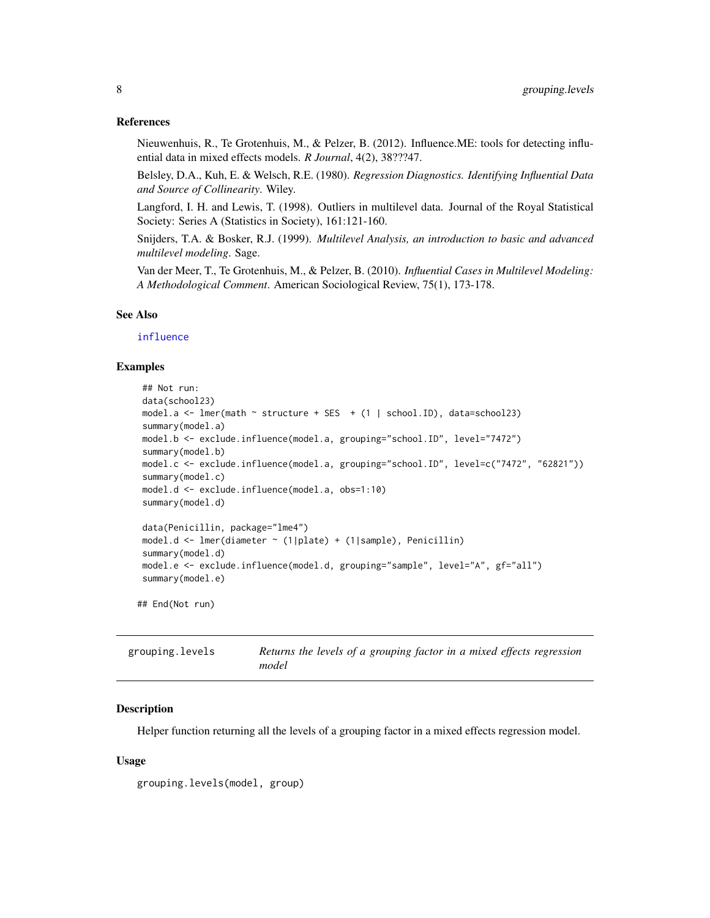### References

Nieuwenhuis, R., Te Grotenhuis, M., & Pelzer, B. (2012). Influence.ME: tools for detecting influential data in mixed effects models. *R Journal*, 4(2), 38???47.

Belsley, D.A., Kuh, E. & Welsch, R.E. (1980). *Regression Diagnostics. Identifying Influential Data and Source of Collinearity*. Wiley.

Langford, I. H. and Lewis, T. (1998). Outliers in multilevel data. Journal of the Royal Statistical Society: Series A (Statistics in Society), 161:121-160.

Snijders, T.A. & Bosker, R.J. (1999). *Multilevel Analysis, an introduction to basic and advanced multilevel modeling*. Sage.

Van der Meer, T., Te Grotenhuis, M., & Pelzer, B. (2010). *Influential Cases in Multilevel Modeling: A Methodological Comment*. American Sociological Review, 75(1), 173-178.

### See Also

influence

### Examples

```
 ## Not run:
 data(school23)
 model.a <- lmer(math ~ structure + SES  + (1 | school.ID), data=school23)
 summary(model.a)
 model.b <- exclude.influence(model.a, grouping="school.ID", level="7472")
 summary(model.b)
 model.c <- exclude.influence(model.a, grouping="school.ID", level=c("7472", "62821"))
 summary(model.c)
 model.d <- exclude.influence(model.a, obs=1:10)
 summary(model.d)

 data(Penicillin, package="lme4")
 model.d <- lmer(diameter ~ (1|plate) + (1|sample), Penicillin)
 summary(model.d)
 model.e <- exclude.influence(model.d, grouping="sample", level="A", gf="all")
 summary(model.e)

## End(Not run)
```

## grouping.levels — *Returns the levels of a grouping factor in a mixed effects regression model*

### Description

Helper function returning all the levels of a grouping factor in a mixed effects regression model.

### Usage

```
grouping.levels(model, group)
```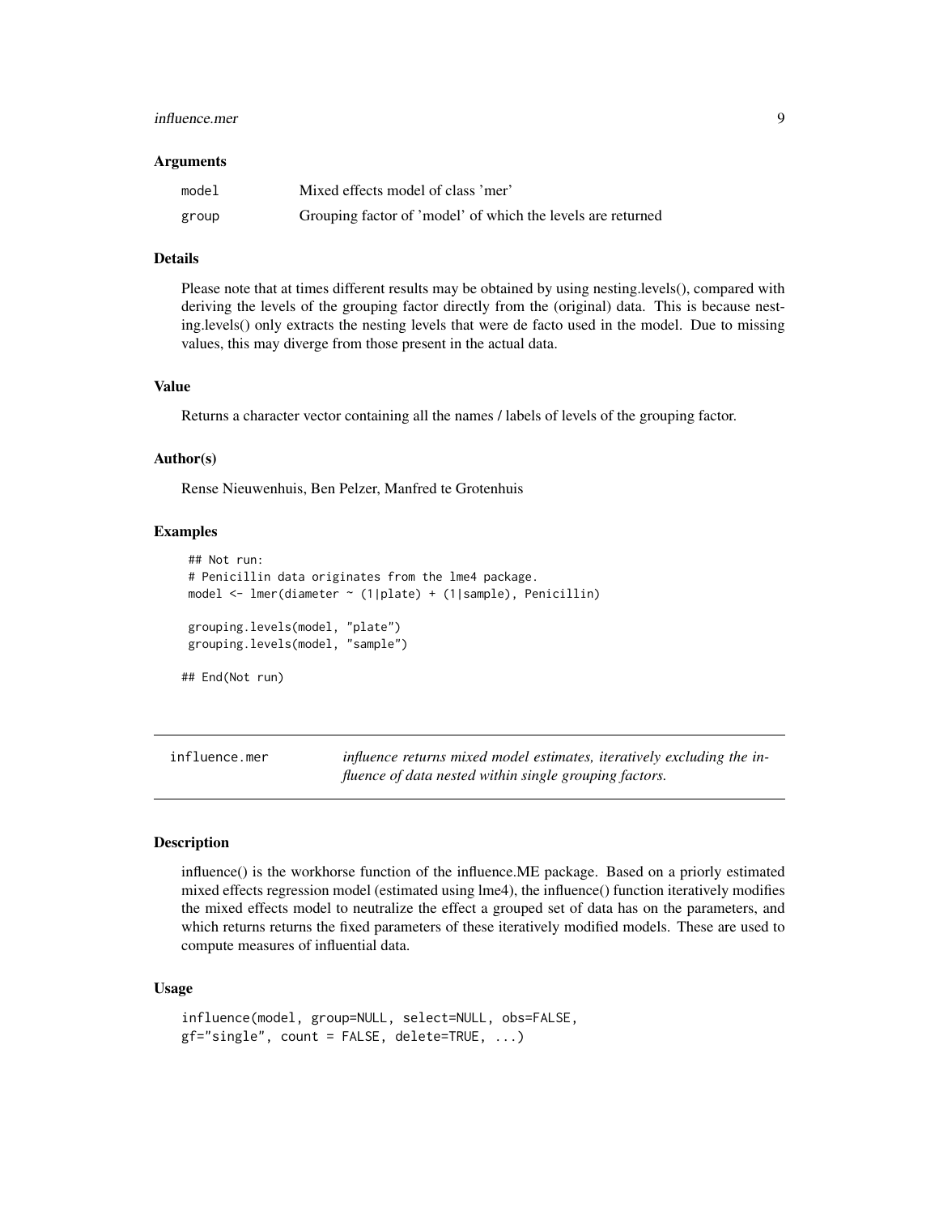### Arguments

| | |
|---|---|
| model | Mixed effects model of class 'mer' |
| group | Grouping factor of 'model' of which the levels are returned |

### Details

Please note that at times different results may be obtained by using nesting.levels(), compared with deriving the levels of the grouping factor directly from the (original) data. This is because nesting.levels() only extracts the nesting levels that were de facto used in the model. Due to missing values, this may diverge from those present in the actual data.

### Value

Returns a character vector containing all the names / labels of levels of the grouping factor.

### Author(s)

Rense Nieuwenhuis, Ben Pelzer, Manfred te Grotenhuis

### Examples

```
 ## Not run:
 # Penicillin data originates from the lme4 package.
 model <- lmer(diameter ~ (1|plate) + (1|sample), Penicillin)

 grouping.levels(model, "plate")
 grouping.levels(model, "sample")

## End(Not run)
```

---

## influence.mer

*influence returns mixed model estimates, iteratively excluding the influence of data nested within single grouping factors.*

---

### Description

influence() is the workhorse function of the influence.ME package. Based on a priorly estimated mixed effects regression model (estimated using lme4), the influence() function iteratively modifies the mixed effects model to neutralize the effect a grouped set of data has on the parameters, and which returns returns the fixed parameters of these iteratively modified models. These are used to compute measures of influential data.

### Usage

```
influence(model, group=NULL, select=NULL, obs=FALSE,
gf="single", count = FALSE, delete=TRUE, ...)
```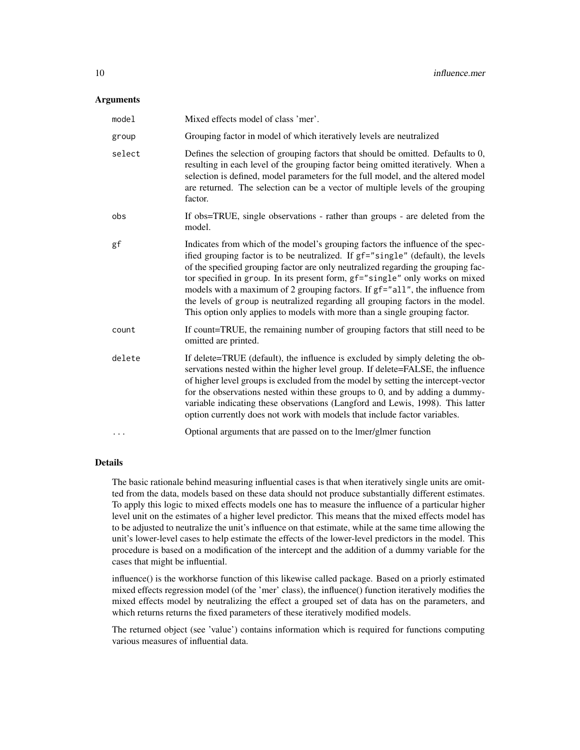## Arguments

| | |
|---|---|
| `model` | Mixed effects model of class 'mer'. |
| `group` | Grouping factor in model of which iteratively levels are neutralized |
| `select` | Defines the selection of grouping factors that should be omitted. Defaults to 0, resulting in each level of the grouping factor being omitted iteratively. When a selection is defined, model parameters for the full model, and the altered model are returned. The selection can be a vector of multiple levels of the grouping factor. |
| `obs` | If obs=TRUE, single observations - rather than groups - are deleted from the model. |
| `gf` | Indicates from which of the model's grouping factors the influence of the specified grouping factor is to be neutralized. If `gf="single"` (default), the levels of the specified grouping factor are only neutralized regarding the grouping factor specified in `group`. In its present form, `gf="single"` only works on mixed models with a maximum of 2 grouping factors. If `gf="all"`, the influence from the levels of `group` is neutralized regarding all grouping factors in the model. This option only applies to models with more than a single grouping factor. |
| `count` | If count=TRUE, the remaining number of grouping factors that still need to be omitted are printed. |
| `delete` | If delete=TRUE (default), the influence is excluded by simply deleting the observations nested within the higher level group. If delete=FALSE, the influence of higher level groups is excluded from the model by setting the intercept-vector for the observations nested within these groups to 0, and by adding a dummy-variable indicating these observations (Langford and Lewis, 1998). This latter option currently does not work with models that include factor variables. |
| `...` | Optional arguments that are passed on to the lmer/glmer function |

## Details

The basic rationale behind measuring influential cases is that when iteratively single units are omitted from the data, models based on these data should not produce substantially different estimates. To apply this logic to mixed effects models one has to measure the influence of a particular higher level unit on the estimates of a higher level predictor. This means that the mixed effects model has to be adjusted to neutralize the unit's influence on that estimate, while at the same time allowing the unit's lower-level cases to help estimate the effects of the lower-level predictors in the model. This procedure is based on a modification of the intercept and the addition of a dummy variable for the cases that might be influential.

influence() is the workhorse function of this likewise called package. Based on a priorly estimated mixed effects regression model (of the 'mer' class), the influence() function iteratively modifies the mixed effects model by neutralizing the effect a grouped set of data has on the parameters, and which returns returns the fixed parameters of these iteratively modified models.

The returned object (see 'value') contains information which is required for functions computing various measures of influential data.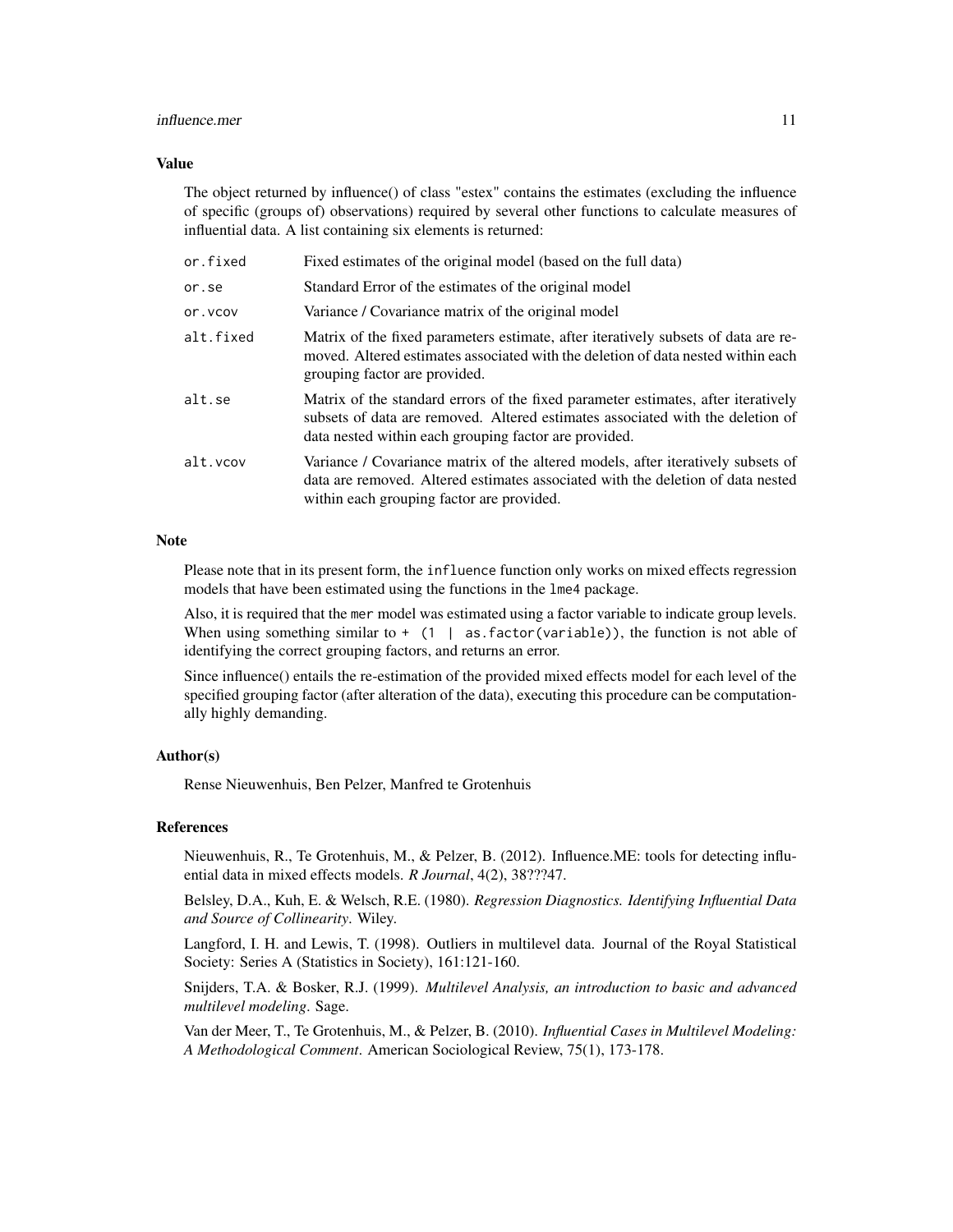### Value

The object returned by influence() of class "estex" contains the estimates (excluding the influence of specific (groups of) observations) required by several other functions to calculate measures of influential data. A list containing six elements is returned:

| | |
|---|---|
| `or.fixed` | Fixed estimates of the original model (based on the full data) |
| `or.se` | Standard Error of the estimates of the original model |
| `or.vcov` | Variance / Covariance matrix of the original model |
| `alt.fixed` | Matrix of the fixed parameters estimate, after iteratively subsets of data are removed. Altered estimates associated with the deletion of data nested within each grouping factor are provided. |
| `alt.se` | Matrix of the standard errors of the fixed parameter estimates, after iteratively subsets of data are removed. Altered estimates associated with the deletion of data nested within each grouping factor are provided. |
| `alt.vcov` | Variance / Covariance matrix of the altered models, after iteratively subsets of data are removed. Altered estimates associated with the deletion of data nested within each grouping factor are provided. |

### Note

Please note that in its present form, the `influence` function only works on mixed effects regression models that have been estimated using the functions in the `lme4` package.

Also, it is required that the `mer` model was estimated using a factor variable to indicate group levels. When using something similar to `+ (1 | as.factor(variable))`, the function is not able of identifying the correct grouping factors, and returns an error.

Since influence() entails the re-estimation of the provided mixed effects model for each level of the specified grouping factor (after alteration of the data), executing this procedure can be computationally highly demanding.

### Author(s)

Rense Nieuwenhuis, Ben Pelzer, Manfred te Grotenhuis

### References

Nieuwenhuis, R., Te Grotenhuis, M., & Pelzer, B. (2012). Influence.ME: tools for detecting influential data in mixed effects models. *R Journal*, 4(2), 38???47.

Belsley, D.A., Kuh, E. & Welsch, R.E. (1980). *Regression Diagnostics. Identifying Influential Data and Source of Collinearity*. Wiley.

Langford, I. H. and Lewis, T. (1998). Outliers in multilevel data. Journal of the Royal Statistical Society: Series A (Statistics in Society), 161:121-160.

Snijders, T.A. & Bosker, R.J. (1999). *Multilevel Analysis, an introduction to basic and advanced multilevel modeling*. Sage.

Van der Meer, T., Te Grotenhuis, M., & Pelzer, B. (2010). *Influential Cases in Multilevel Modeling: A Methodological Comment*. American Sociological Review, 75(1), 173-178.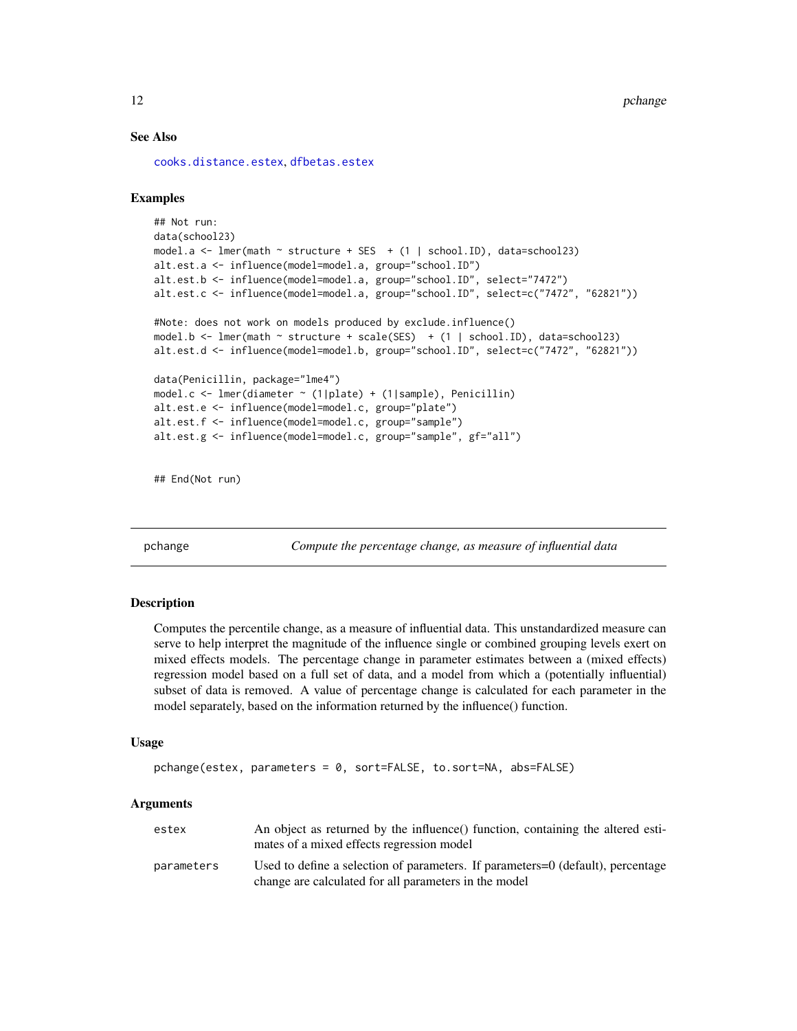### See Also

cooks.distance.estex, dfbetas.estex

### Examples

```
## Not run:
data(school23)
model.a <- lmer(math ~ structure + SES  + (1 | school.ID), data=school23)
alt.est.a <- influence(model=model.a, group="school.ID")
alt.est.b <- influence(model=model.a, group="school.ID", select="7472")
alt.est.c <- influence(model=model.a, group="school.ID", select=c("7472", "62821"))

#Note: does not work on models produced by exclude.influence()
model.b <- lmer(math ~ structure + scale(SES)  + (1 | school.ID), data=school23)
alt.est.d <- influence(model=model.b, group="school.ID", select=c("7472", "62821"))

data(Penicillin, package="lme4")
model.c <- lmer(diameter ~ (1|plate) + (1|sample), Penicillin)
alt.est.e <- influence(model=model.c, group="plate")
alt.est.f <- influence(model=model.c, group="sample")
alt.est.g <- influence(model=model.c, group="sample", gf="all")


## End(Not run)
```

## pchange — *Compute the percentage change, as measure of influential data*

### Description

Computes the percentile change, as a measure of influential data. This unstandardized measure can serve to help interpret the magnitude of the influence single or combined grouping levels exert on mixed effects models. The percentage change in parameter estimates between a (mixed effects) regression model based on a full set of data, and a model from which a (potentially influential) subset of data is removed. A value of percentage change is calculated for each parameter in the model separately, based on the information returned by the influence() function.

### Usage

```
pchange(estex, parameters = 0, sort=FALSE, to.sort=NA, abs=FALSE)
```

### Arguments

| | |
|---|---|
| estex | An object as returned by the influence() function, containing the altered estimates of a mixed effects regression model |
| parameters | Used to define a selection of parameters. If parameters=0 (default), percentage change are calculated for all parameters in the model |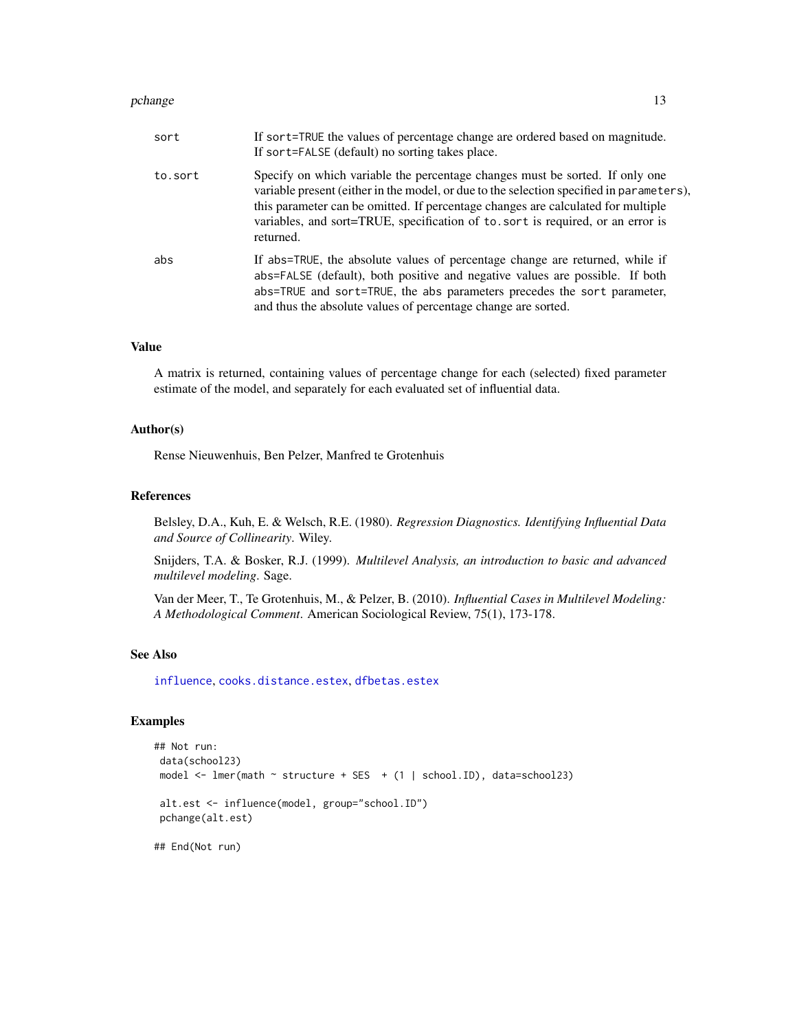| | |
|---|---|
| sort | If `sort=TRUE` the values of percentage change are ordered based on magnitude. If `sort=FALSE` (default) no sorting takes place. |
| to.sort | Specify on which variable the percentage changes must be sorted. If only one variable present (either in the model, or due to the selection specified in `parameters`), this parameter can be omitted. If percentage changes are calculated for multiple variables, and sort=TRUE, specification of `to.sort` is required, or an error is returned. |
| abs | If `abs=TRUE`, the absolute values of percentage change are returned, while if `abs=FALSE` (default), both positive and negative values are possible. If both `abs=TRUE` and `sort=TRUE`, the `abs` parameters precedes the `sort` parameter, and thus the absolute values of percentage change are sorted. |

## Value

A matrix is returned, containing values of percentage change for each (selected) fixed parameter estimate of the model, and separately for each evaluated set of influential data.

## Author(s)

Rense Nieuwenhuis, Ben Pelzer, Manfred te Grotenhuis

## References

Belsley, D.A., Kuh, E. & Welsch, R.E. (1980). *Regression Diagnostics. Identifying Influential Data and Source of Collinearity*. Wiley.

Snijders, T.A. & Bosker, R.J. (1999). *Multilevel Analysis, an introduction to basic and advanced multilevel modeling*. Sage.

Van der Meer, T., Te Grotenhuis, M., & Pelzer, B. (2010). *Influential Cases in Multilevel Modeling: A Methodological Comment*. American Sociological Review, 75(1), 173-178.

## See Also

influence, cooks.distance.estex, dfbetas.estex

## Examples

```
## Not run:
 data(school23)
 model <- lmer(math ~ structure + SES  + (1 | school.ID), data=school23)

 alt.est <- influence(model, group="school.ID")
 pchange(alt.est)

## End(Not run)
```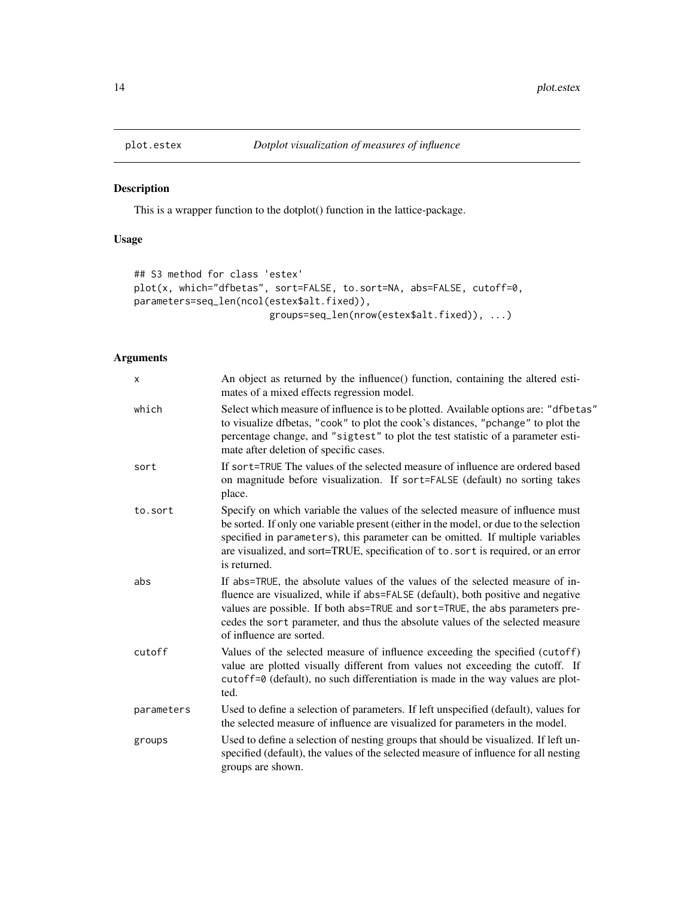# plot.estex — *Dotplot visualization of measures of influence*

## Description

This is a wrapper function to the dotplot() function in the lattice-package.

## Usage

```
## S3 method for class 'estex'
plot(x, which="dfbetas", sort=FALSE, to.sort=NA, abs=FALSE, cutoff=0,
parameters=seq_len(ncol(estex$alt.fixed)),
                        groups=seq_len(nrow(estex$alt.fixed)), ...)
```

## Arguments

| | |
|---|---|
| x | An object as returned by the influence() function, containing the altered estimates of a mixed effects regression model. |
| which | Select which measure of influence is to be plotted. Available options are: "dfbetas" to visualize dfbetas, "cook" to plot the cook's distances, "pchange" to plot the percentage change, and "sigtest" to plot the test statistic of a parameter estimate after deletion of specific cases. |
| sort | If sort=TRUE The values of the selected measure of influence are ordered based on magnitude before visualization. If sort=FALSE (default) no sorting takes place. |
| to.sort | Specify on which variable the values of the selected measure of influence must be sorted. If only one variable present (either in the model, or due to the selection specified in parameters), this parameter can be omitted. If multiple variables are visualized, and sort=TRUE, specification of to.sort is required, or an error is returned. |
| abs | If abs=TRUE, the absolute values of the values of the selected measure of influence are visualized, while if abs=FALSE (default), both positive and negative values are possible. If both abs=TRUE and sort=TRUE, the abs parameters precedes the sort parameter, and thus the absolute values of the selected measure of influence are sorted. |
| cutoff | Values of the selected measure of influence exceeding the specified (cutoff) value are plotted visually different from values not exceeding the cutoff. If cutoff=0 (default), no such differentiation is made in the way values are plotted. |
| parameters | Used to define a selection of parameters. If left unspecified (default), values for the selected measure of influence are visualized for parameters in the model. |
| groups | Used to define a selection of nesting groups that should be visualized. If left unspecified (default), the values of the selected measure of influence for all nesting groups are shown. |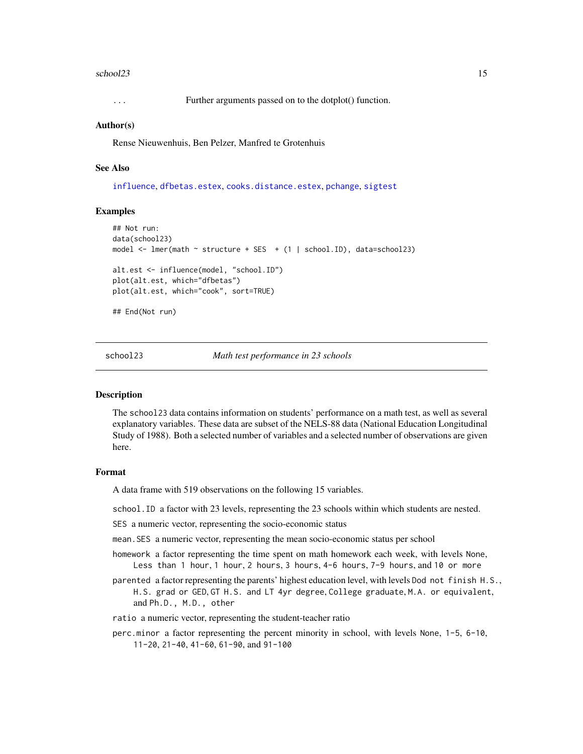... Further arguments passed on to the dotplot() function.

### Author(s)

Rense Nieuwenhuis, Ben Pelzer, Manfred te Grotenhuis

### See Also

influence, dfbetas.estex, cooks.distance.estex, pchange, sigtest

### Examples

```
## Not run:
data(school23)
model <- lmer(math ~ structure + SES  + (1 | school.ID), data=school23)

alt.est <- influence(model, "school.ID")
plot(alt.est, which="dfbetas")
plot(alt.est, which="cook", sort=TRUE)

## End(Not run)
```

---

## school23 *Math test performance in 23 schools*

### Description

The school23 data contains information on students' performance on a math test, as well as several explanatory variables. These data are subset of the NELS-88 data (National Education Longitudinal Study of 1988). Both a selected number of variables and a selected number of observations are given here.

### Format

A data frame with 519 observations on the following 15 variables.

- `school.ID` a factor with 23 levels, representing the 23 schools within which students are nested.
- `SES` a numeric vector, representing the socio-economic status
- `mean.SES` a numeric vector, representing the mean socio-economic status per school
- `homework` a factor representing the time spent on math homework each week, with levels `None`, `Less than 1 hour`, `1 hour`, `2 hours`, `3 hours`, `4-6 hours`, `7-9 hours`, and `10 or more`
- `parented` a factor representing the parents' highest education level, with levels `Dod not finish H.S.`, `H.S. grad or GED`, `GT H.S. and LT 4yr degree`, `College graduate`, `M.A. or equivalent`, and `Ph.D., M.D., other`
- `ratio` a numeric vector, representing the student-teacher ratio
- `perc.minor` a factor representing the percent minority in school, with levels `None`, `1-5`, `6-10`, `11-20`, `21-40`, `41-60`, `61-90`, and `91-100`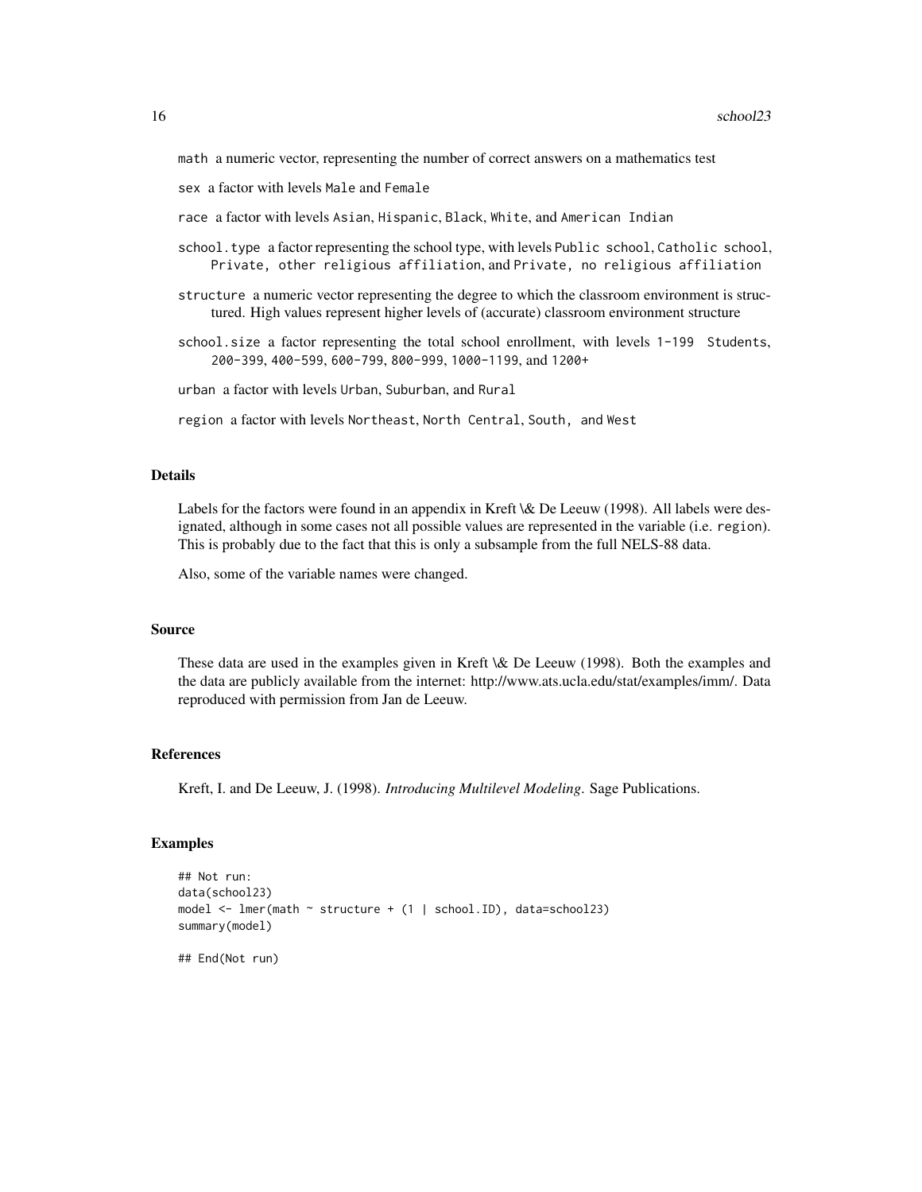math a numeric vector, representing the number of correct answers on a mathematics test

sex a factor with levels Male and Female

race a factor with levels Asian, Hispanic, Black, White, and American Indian

school.type a factor representing the school type, with levels Public school, Catholic school, Private, other religious affiliation, and Private, no religious affiliation

structure a numeric vector representing the degree to which the classroom environment is structured. High values represent higher levels of (accurate) classroom environment structure

school.size a factor representing the total school enrollment, with levels 1-199 Students, 200-399, 400-599, 600-799, 800-999, 1000-1199, and 1200+

urban a factor with levels Urban, Suburban, and Rural

region a factor with levels Northeast, North Central, South, and West

### Details

Labels for the factors were found in an appendix in Kreft \& De Leeuw (1998). All labels were designated, although in some cases not all possible values are represented in the variable (i.e. region). This is probably due to the fact that this is only a subsample from the full NELS-88 data.

Also, some of the variable names were changed.

### Source

These data are used in the examples given in Kreft \& De Leeuw (1998). Both the examples and the data are publicly available from the internet: http://www.ats.ucla.edu/stat/examples/imm/. Data reproduced with permission from Jan de Leeuw.

### References

Kreft, I. and De Leeuw, J. (1998). *Introducing Multilevel Modeling*. Sage Publications.

### Examples

```
## Not run:
data(school23)
model <- lmer(math ~ structure + (1 | school.ID), data=school23)
summary(model)

## End(Not run)
```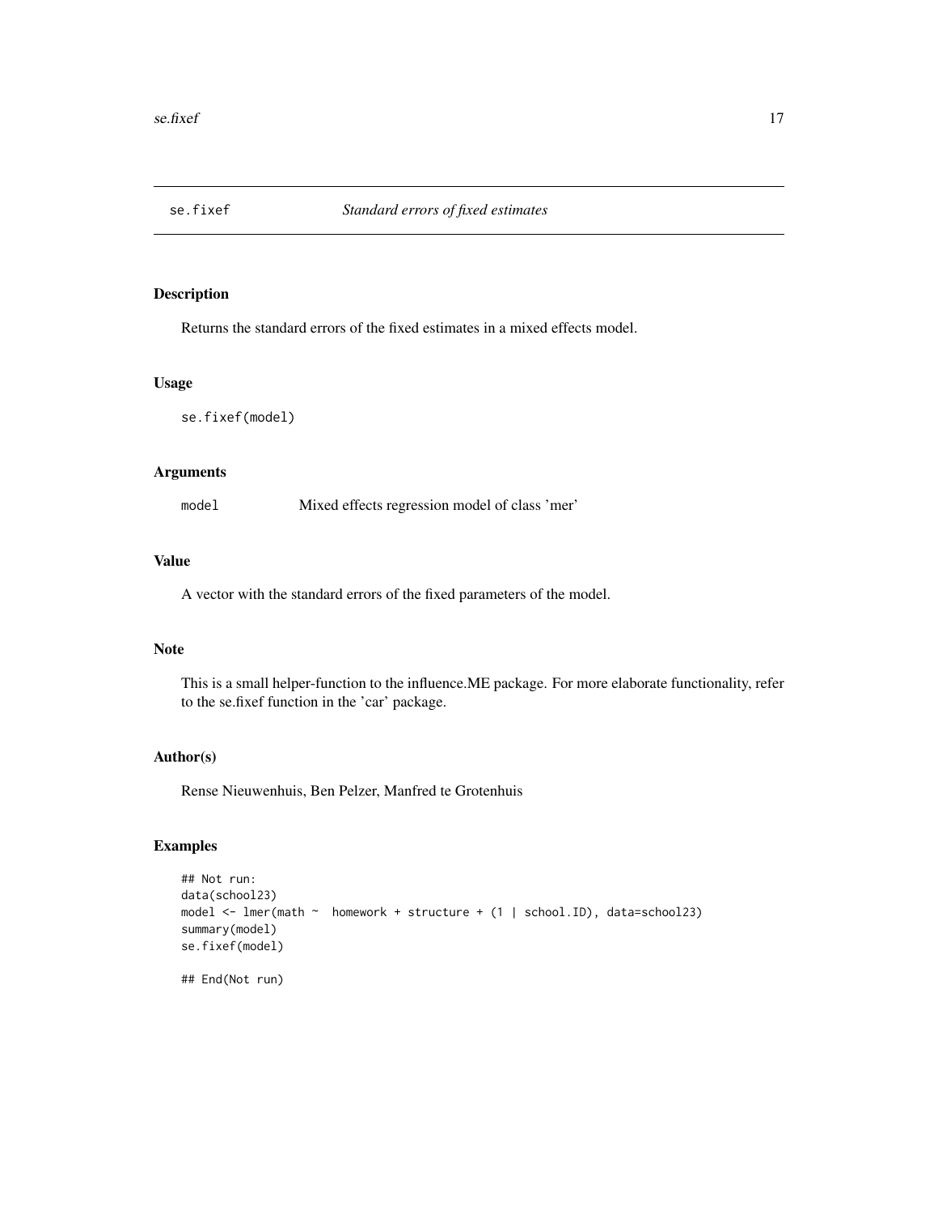# se.fixef — *Standard errors of fixed estimates*

## Description

Returns the standard errors of the fixed estimates in a mixed effects model.

## Usage

```
se.fixef(model)
```

## Arguments

| | |
|---|---|
| `model` | Mixed effects regression model of class 'mer' |

## Value

A vector with the standard errors of the fixed parameters of the model.

## Note

This is a small helper-function to the influence.ME package. For more elaborate functionality, refer to the se.fixef function in the 'car' package.

## Author(s)

Rense Nieuwenhuis, Ben Pelzer, Manfred te Grotenhuis

## Examples

```
## Not run:
data(school23)
model <- lmer(math ~  homework + structure + (1 | school.ID), data=school23)
summary(model)
se.fixef(model)

## End(Not run)
```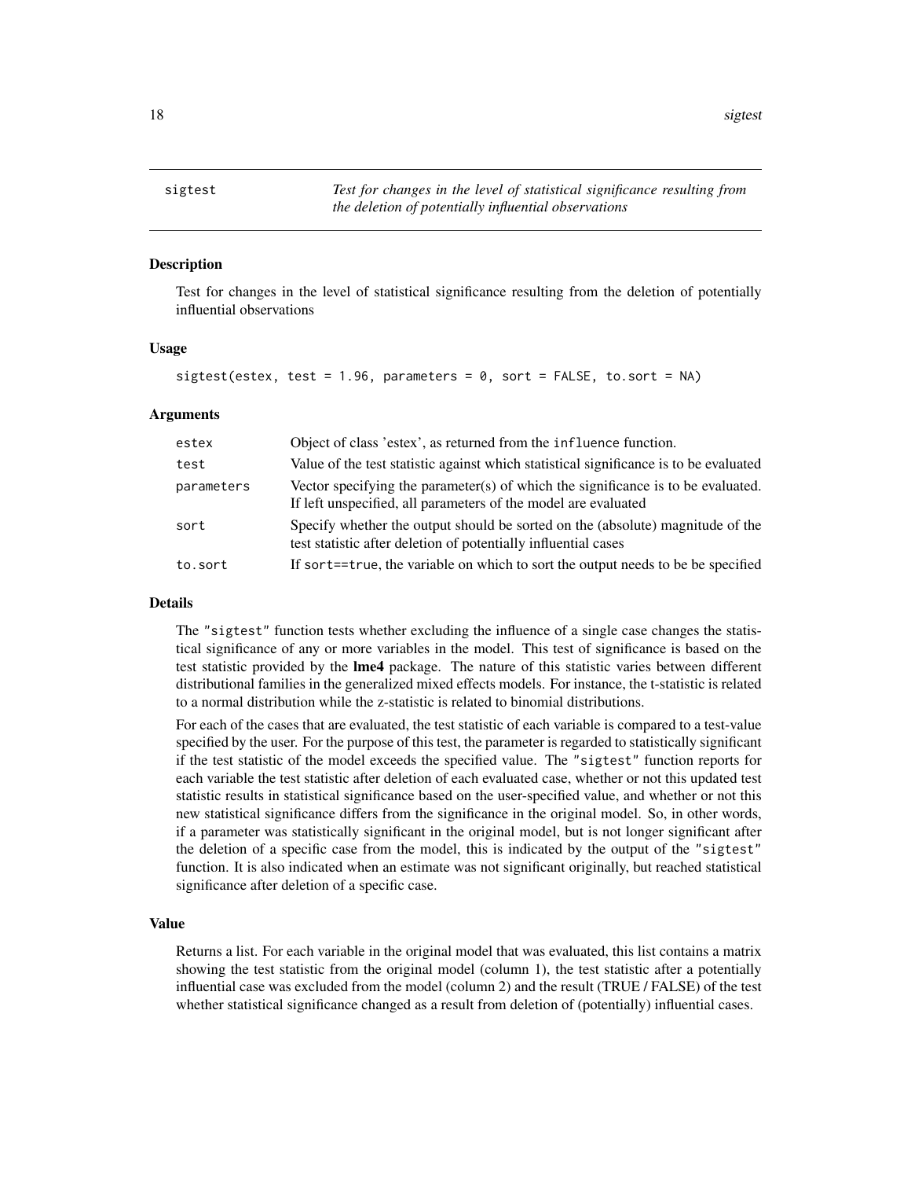## sigtest

*Test for changes in the level of statistical significance resulting from the deletion of potentially influential observations*

### Description

Test for changes in the level of statistical significance resulting from the deletion of potentially influential observations

### Usage

```
sigtest(estex, test = 1.96, parameters = 0, sort = FALSE, to.sort = NA)
```

### Arguments

| | |
|---|---|
| estex | Object of class 'estex', as returned from the influence function. |
| test | Value of the test statistic against which statistical significance is to be evaluated |
| parameters | Vector specifying the parameter(s) of which the significance is to be evaluated. If left unspecified, all parameters of the model are evaluated |
| sort | Specify whether the output should be sorted on the (absolute) magnitude of the test statistic after deletion of potentially influential cases |
| to.sort | If sort==true, the variable on which to sort the output needs to be be specified |

### Details

The "sigtest" function tests whether excluding the influence of a single case changes the statistical significance of any or more variables in the model. This test of significance is based on the test statistic provided by the **lme4** package. The nature of this statistic varies between different distributional families in the generalized mixed effects models. For instance, the t-statistic is related to a normal distribution while the z-statistic is related to binomial distributions.

For each of the cases that are evaluated, the test statistic of each variable is compared to a test-value specified by the user. For the purpose of this test, the parameter is regarded to statistically significant if the test statistic of the model exceeds the specified value. The "sigtest" function reports for each variable the test statistic after deletion of each evaluated case, whether or not this updated test statistic results in statistical significance based on the user-specified value, and whether or not this new statistical significance differs from the significance in the original model. So, in other words, if a parameter was statistically significant in the original model, but is not longer significant after the deletion of a specific case from the model, this is indicated by the output of the "sigtest" function. It is also indicated when an estimate was not significant originally, but reached statistical significance after deletion of a specific case.

### Value

Returns a list. For each variable in the original model that was evaluated, this list contains a matrix showing the test statistic from the original model (column 1), the test statistic after a potentially influential case was excluded from the model (column 2) and the result (TRUE / FALSE) of the test whether statistical significance changed as a result from deletion of (potentially) influential cases.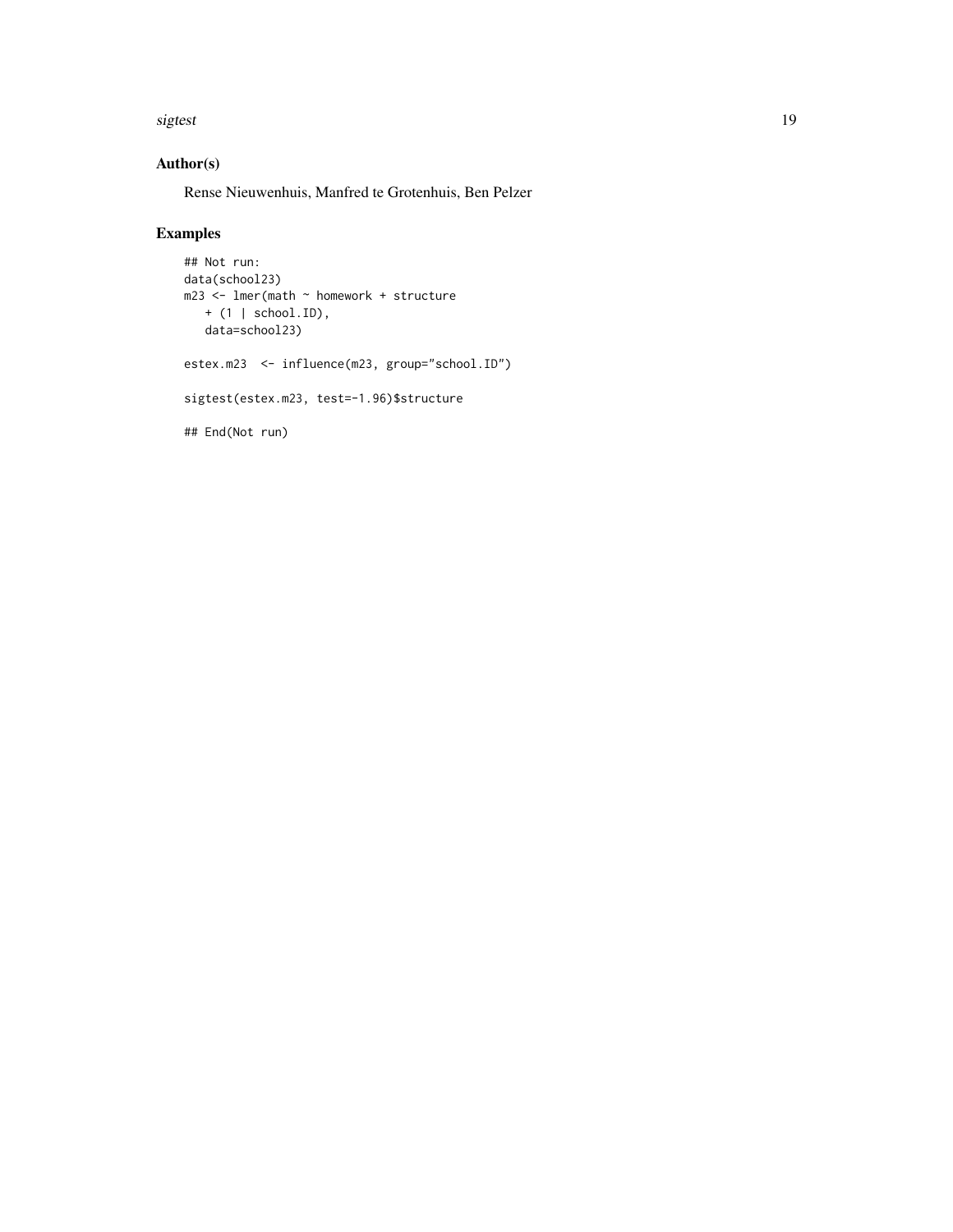## Author(s)

Rense Nieuwenhuis, Manfred te Grotenhuis, Ben Pelzer

## Examples

```
## Not run:
data(school23)
m23 <- lmer(math ~ homework + structure
   + (1 | school.ID),
   data=school23)

estex.m23  <- influence(m23, group="school.ID")

sigtest(estex.m23, test=-1.96)$structure

## End(Not run)
```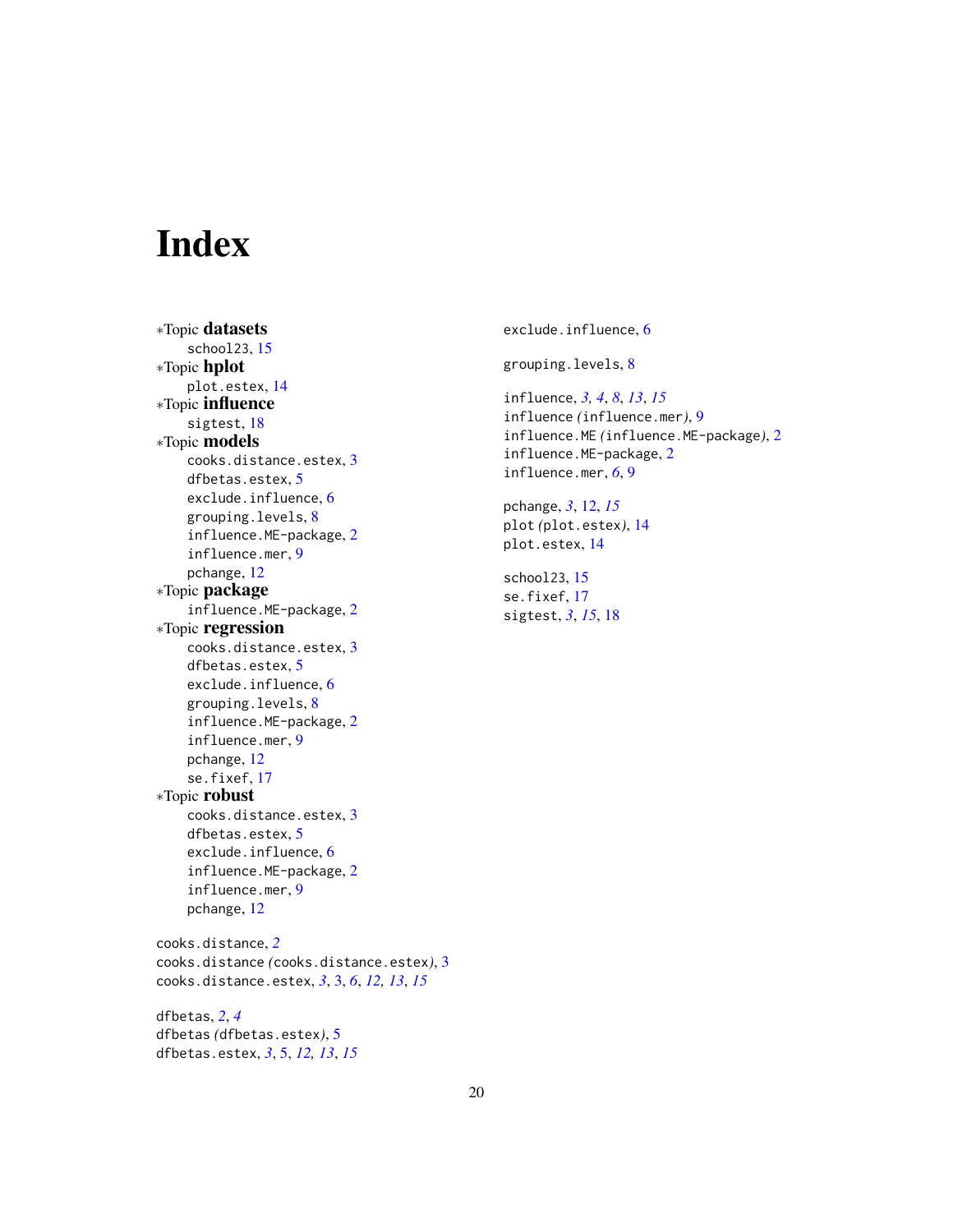# Index

∗Topic **datasets**
school23, 15
∗Topic **hplot**
plot.estex, 14
∗Topic **influence**
sigtest, 18
∗Topic **models**
cooks.distance.estex, 3
dfbetas.estex, 5
exclude.influence, 6
grouping.levels, 8
influence.ME-package, 2
influence.mer, 9
pchange, 12
∗Topic **package**
influence.ME-package, 2
∗Topic **regression**
cooks.distance.estex, 3
dfbetas.estex, 5
exclude.influence, 6
grouping.levels, 8
influence.ME-package, 2
influence.mer, 9
pchange, 12
se.fixef, 17
∗Topic **robust**
cooks.distance.estex, 3
dfbetas.estex, 5
exclude.influence, 6
influence.ME-package, 2
influence.mer, 9
pchange, 12

cooks.distance, *2*
cooks.distance (cooks.distance.estex), 3
cooks.distance.estex, *3*, 3, *6*, *12, 13*, *15*

dfbetas, *2*, *4*
dfbetas (dfbetas.estex), 5
dfbetas.estex, *3*, 5, *12, 13*, *15*

exclude.influence, 6

grouping.levels, 8

influence, *3, 4*, *8*, *13*, *15*
influence (influence.mer), 9
influence.ME (influence.ME-package), 2
influence.ME-package, 2
influence.mer, *6*, 9

pchange, *3*, 12, *15*
plot (plot.estex), 14
plot.estex, 14

school23, 15
se.fixef, 17
sigtest, *3*, *15*, 18